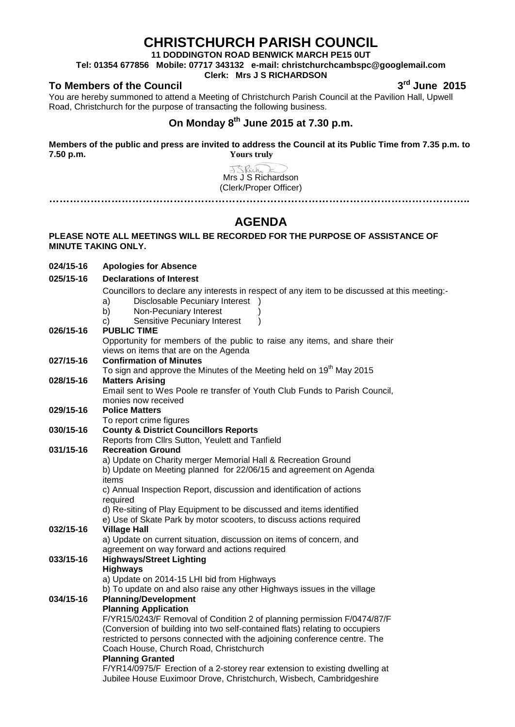# CHRISTCHURCH PARISH COUNCIL

**11 DODDINGTON ROAD BENWICK MARCH PE15 0UT**

**Tel: 01354 677856 Mobile: 07717 343132 e-mail: christchurchcambspc@googlemail.com**

**Clerk: Mrs J S RICHARDSON**

**To Members of the Council** **3rd June 2015**

You are hereby summoned to attend a Meeting of Christchurch Parish Council at the Pavilion Hall, Upwell Road, Christchurch for the purpose of transacting the following business.

## On Monday 8th June 2015 at 7.30 p.m.

**Members of the public and press are invited to address the Council at its Public Time from 7.35 p.m. to 7.50 p.m.**

**Yours truly**

Mrs J S Richardson
(Clerk/Proper Officer)

………………………………………………………………………………………………………….

## AGENDA

**PLEASE NOTE ALL MEETINGS WILL BE RECORDED FOR THE PURPOSE OF ASSISTANCE OF MINUTE TAKING ONLY.**

**024/15-16 Apologies for Absence**

**025/15-16 Declarations of Interest**

Councillors to declare any interests in respect of any item to be discussed at this meeting:-

a) Disclosable Pecuniary Interest )
b) Non-Pecuniary Interest )
c) Sensitive Pecuniary Interest )

**026/15-16 PUBLIC TIME**

Opportunity for members of the public to raise any items, and share their views on items that are on the Agenda

**027/15-16 Confirmation of Minutes**

To sign and approve the Minutes of the Meeting held on 19th May 2015

**028/15-16 Matters Arising**

Email sent to Wes Poole re transfer of Youth Club Funds to Parish Council, monies now received

**029/15-16 Police Matters**

To report crime figures

**030/15-16 County & District Councillors Reports**

Reports from Cllrs Sutton, Yeulett and Tanfield

**031/15-16 Recreation Ground**

a) Update on Charity merger Memorial Hall & Recreation Ground
b) Update on Meeting planned for 22/06/15 and agreement on Agenda items
c) Annual Inspection Report, discussion and identification of actions required
d) Re-siting of Play Equipment to be discussed and items identified
e) Use of Skate Park by motor scooters, to discuss actions required

**032/15-16 Village Hall**

a) Update on current situation, discussion on items of concern, and agreement on way forward and actions required

**033/15-16 Highways/Street Lighting**

**Highways**

a) Update on 2014-15 LHI bid from Highways
b) To update on and also raise any other Highways issues in the village

**034/15-16 Planning/Development**

**Planning Application**

F/YR15/0243/F Removal of Condition 2 of planning permission F/0474/87/F (Conversion of building into two self-contained flats) relating to occupiers restricted to persons connected with the adjoining conference centre. The Coach House, Church Road, Christchurch

**Planning Granted**

F/YR14/0975/F Erection of a 2-storey rear extension to existing dwelling at Jubilee House Euximoor Drove, Christchurch, Wisbech, Cambridgeshire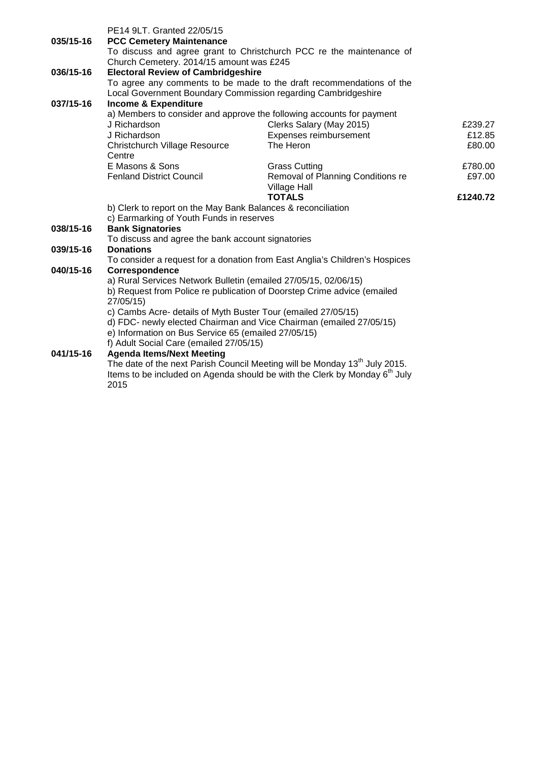PE14 9LT. Granted 22/05/15

**035/15-16 PCC Cemetery Maintenance**

To discuss and agree grant to Christchurch PCC re the maintenance of Church Cemetery. 2014/15 amount was £245

**036/15-16 Electoral Review of Cambridgeshire**

To agree any comments to be made to the draft recommendations of the Local Government Boundary Commission regarding Cambridgeshire

**037/15-16 Income & Expenditure**

a) Members to consider and approve the following accounts for payment

| | | |
|---|---|---|
| J Richardson | Clerks Salary (May 2015) | £239.27 |
| J Richardson | Expenses reimbursement | £12.85 |
| Christchurch Village Resource Centre | The Heron | £80.00 |
| E Masons & Sons | Grass Cutting | £780.00 |
| Fenland District Council | Removal of Planning Conditions re Village Hall | £97.00 |
| | **TOTALS** | **£1240.72** |

b) Clerk to report on the May Bank Balances & reconciliation

c) Earmarking of Youth Funds in reserves

**038/15-16 Bank Signatories**

To discuss and agree the bank account signatories

**039/15-16 Donations**

To consider a request for a donation from East Anglia's Children's Hospices

**040/15-16 Correspondence**

a) Rural Services Network Bulletin (emailed 27/05/15, 02/06/15)

b) Request from Police re publication of Doorstep Crime advice (emailed 27/05/15)

c) Cambs Acre- details of Myth Buster Tour (emailed 27/05/15)

d) FDC- newly elected Chairman and Vice Chairman (emailed 27/05/15)

e) Information on Bus Service 65 (emailed 27/05/15)

f) Adult Social Care (emailed 27/05/15)

**041/15-16 Agenda Items/Next Meeting**

The date of the next Parish Council Meeting will be Monday 13th July 2015. Items to be included on Agenda should be with the Clerk by Monday 6th July 2015